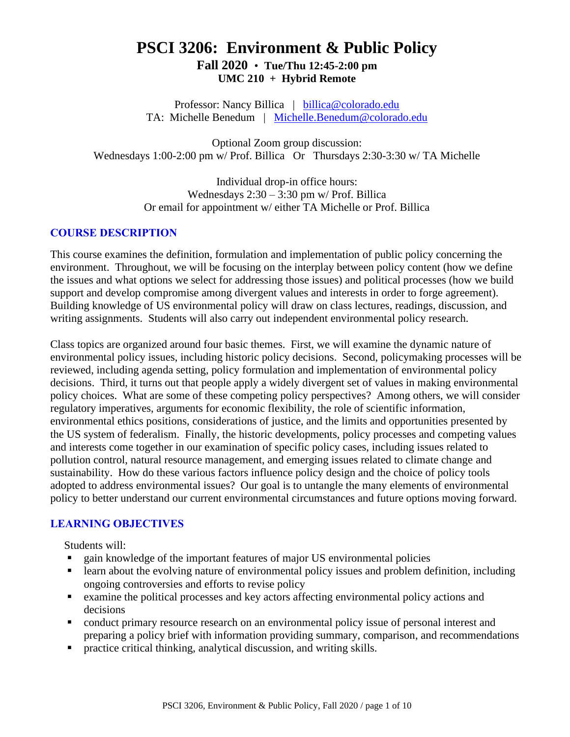# PSCI 3206: Environment & Public Policy

**Fall 2020 • Tue/Thu 12:45-2:00 pm**
**UMC 210 + Hybrid Remote**

Professor: Nancy Billica | billica@colorado.edu
TA: Michelle Benedum | Michelle.Benedum@colorado.edu

Optional Zoom group discussion:
Wednesdays 1:00-2:00 pm w/ Prof. Billica Or Thursdays 2:30-3:30 w/ TA Michelle

Individual drop-in office hours:
Wednesdays 2:30 – 3:30 pm w/ Prof. Billica
Or email for appointment w/ either TA Michelle or Prof. Billica

## COURSE DESCRIPTION

This course examines the definition, formulation and implementation of public policy concerning the environment. Throughout, we will be focusing on the interplay between policy content (how we define the issues and what options we select for addressing those issues) and political processes (how we build support and develop compromise among divergent values and interests in order to forge agreement). Building knowledge of US environmental policy will draw on class lectures, readings, discussion, and writing assignments. Students will also carry out independent environmental policy research.

Class topics are organized around four basic themes. First, we will examine the dynamic nature of environmental policy issues, including historic policy decisions. Second, policymaking processes will be reviewed, including agenda setting, policy formulation and implementation of environmental policy decisions. Third, it turns out that people apply a widely divergent set of values in making environmental policy choices. What are some of these competing policy perspectives? Among others, we will consider regulatory imperatives, arguments for economic flexibility, the role of scientific information, environmental ethics positions, considerations of justice, and the limits and opportunities presented by the US system of federalism. Finally, the historic developments, policy processes and competing values and interests come together in our examination of specific policy cases, including issues related to pollution control, natural resource management, and emerging issues related to climate change and sustainability. How do these various factors influence policy design and the choice of policy tools adopted to address environmental issues? Our goal is to untangle the many elements of environmental policy to better understand our current environmental circumstances and future options moving forward.

## LEARNING OBJECTIVES

Students will:

- gain knowledge of the important features of major US environmental policies
- learn about the evolving nature of environmental policy issues and problem definition, including ongoing controversies and efforts to revise policy
- examine the political processes and key actors affecting environmental policy actions and decisions
- conduct primary resource research on an environmental policy issue of personal interest and preparing a policy brief with information providing summary, comparison, and recommendations
- practice critical thinking, analytical discussion, and writing skills.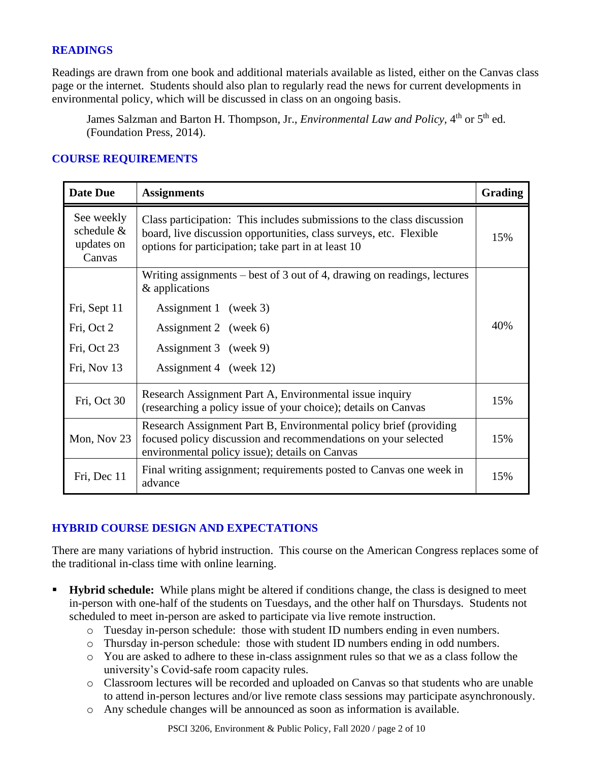## READINGS

Readings are drawn from one book and additional materials available as listed, either on the Canvas class page or the internet. Students should also plan to regularly read the news for current developments in environmental policy, which will be discussed in class on an ongoing basis.

> James Salzman and Barton H. Thompson, Jr., *Environmental Law and Policy*, 4th or 5th ed. (Foundation Press, 2014).

## COURSE REQUIREMENTS

| Date Due | Assignments | Grading |
|---|---|---|
| See weekly schedule & updates on Canvas | Class participation: This includes submissions to the class discussion board, live discussion opportunities, class surveys, etc. Flexible options for participation; take part in at least 10 | 15% |
| | Writing assignments – best of 3 out of 4, drawing on readings, lectures & applications | 40% |
| Fri, Sept 11 | Assignment 1 (week 3) | |
| Fri, Oct 2 | Assignment 2 (week 6) | |
| Fri, Oct 23 | Assignment 3 (week 9) | |
| Fri, Nov 13 | Assignment 4 (week 12) | |
| Fri, Oct 30 | Research Assignment Part A, Environmental issue inquiry (researching a policy issue of your choice); details on Canvas | 15% |
| Mon, Nov 23 | Research Assignment Part B, Environmental policy brief (providing focused policy discussion and recommendations on your selected environmental policy issue); details on Canvas | 15% |
| Fri, Dec 11 | Final writing assignment; requirements posted to Canvas one week in advance | 15% |

## HYBRID COURSE DESIGN AND EXPECTATIONS

There are many variations of hybrid instruction. This course on the American Congress replaces some of the traditional in-class time with online learning.

- **Hybrid schedule:** While plans might be altered if conditions change, the class is designed to meet in-person with one-half of the students on Tuesdays, and the other half on Thursdays. Students not scheduled to meet in-person are asked to participate via live remote instruction.
  - Tuesday in-person schedule: those with student ID numbers ending in even numbers.
  - Thursday in-person schedule: those with student ID numbers ending in odd numbers.
  - You are asked to adhere to these in-class assignment rules so that we as a class follow the university's Covid-safe room capacity rules.
  - Classroom lectures will be recorded and uploaded on Canvas so that students who are unable to attend in-person lectures and/or live remote class sessions may participate asynchronously.
  - Any schedule changes will be announced as soon as information is available.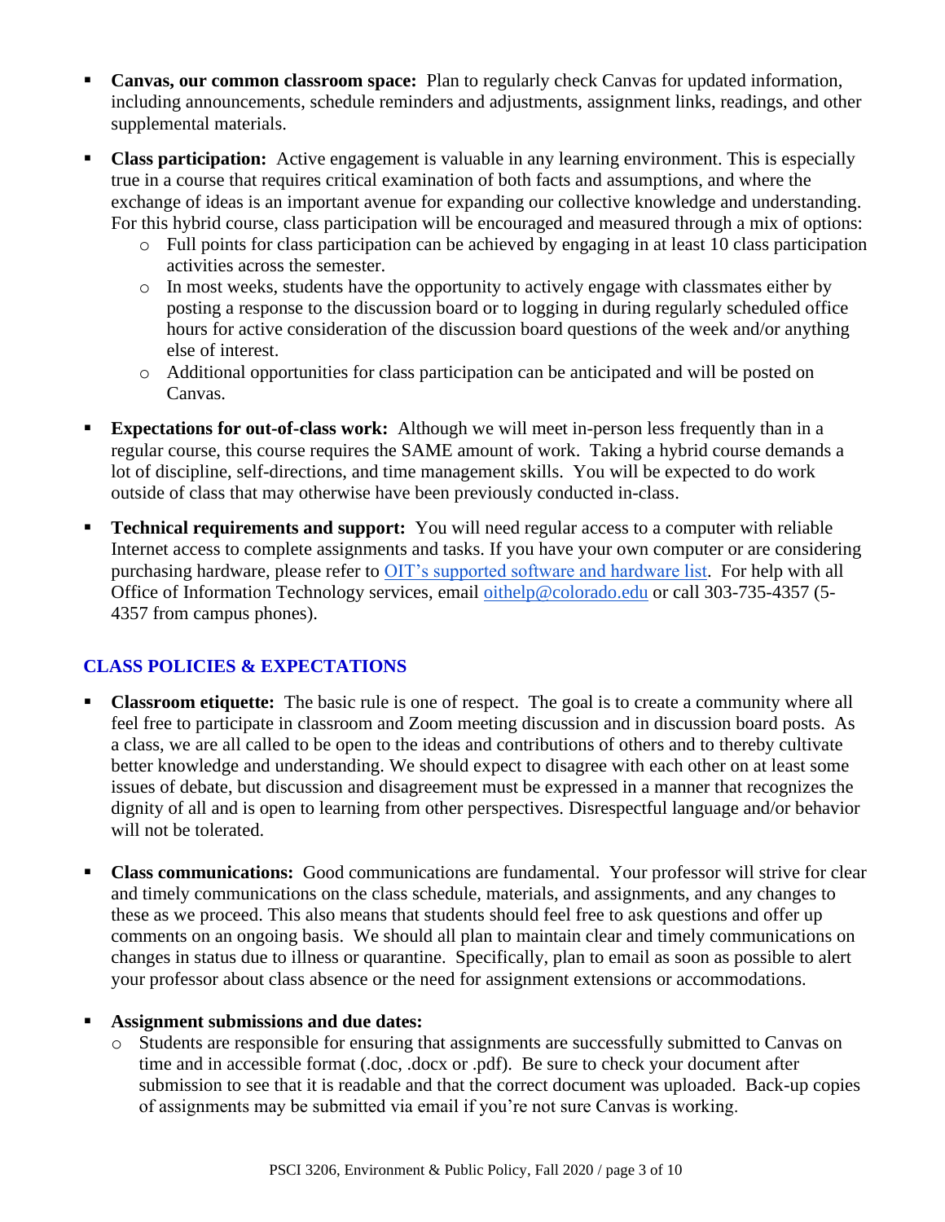- **Canvas, our common classroom space:** Plan to regularly check Canvas for updated information, including announcements, schedule reminders and adjustments, assignment links, readings, and other supplemental materials.
- **Class participation:** Active engagement is valuable in any learning environment. This is especially true in a course that requires critical examination of both facts and assumptions, and where the exchange of ideas is an important avenue for expanding our collective knowledge and understanding. For this hybrid course, class participation will be encouraged and measured through a mix of options:
  - Full points for class participation can be achieved by engaging in at least 10 class participation activities across the semester.
  - In most weeks, students have the opportunity to actively engage with classmates either by posting a response to the discussion board or to logging in during regularly scheduled office hours for active consideration of the discussion board questions of the week and/or anything else of interest.
  - Additional opportunities for class participation can be anticipated and will be posted on Canvas.
- **Expectations for out-of-class work:** Although we will meet in-person less frequently than in a regular course, this course requires the SAME amount of work. Taking a hybrid course demands a lot of discipline, self-directions, and time management skills. You will be expected to do work outside of class that may otherwise have been previously conducted in-class.
- **Technical requirements and support:** You will need regular access to a computer with reliable Internet access to complete assignments and tasks. If you have your own computer or are considering purchasing hardware, please refer to OIT's supported software and hardware list. For help with all Office of Information Technology services, email oithelp@colorado.edu or call 303-735-4357 (5-4357 from campus phones).

## CLASS POLICIES & EXPECTATIONS

- **Classroom etiquette:** The basic rule is one of respect. The goal is to create a community where all feel free to participate in classroom and Zoom meeting discussion and in discussion board posts. As a class, we are all called to be open to the ideas and contributions of others and to thereby cultivate better knowledge and understanding. We should expect to disagree with each other on at least some issues of debate, but discussion and disagreement must be expressed in a manner that recognizes the dignity of all and is open to learning from other perspectives. Disrespectful language and/or behavior will not be tolerated.
- **Class communications:** Good communications are fundamental. Your professor will strive for clear and timely communications on the class schedule, materials, and assignments, and any changes to these as we proceed. This also means that students should feel free to ask questions and offer up comments on an ongoing basis. We should all plan to maintain clear and timely communications on changes in status due to illness or quarantine. Specifically, plan to email as soon as possible to alert your professor about class absence or the need for assignment extensions or accommodations.
- **Assignment submissions and due dates:**
  - Students are responsible for ensuring that assignments are successfully submitted to Canvas on time and in accessible format (.doc, .docx or .pdf). Be sure to check your document after submission to see that it is readable and that the correct document was uploaded. Back-up copies of assignments may be submitted via email if you're not sure Canvas is working.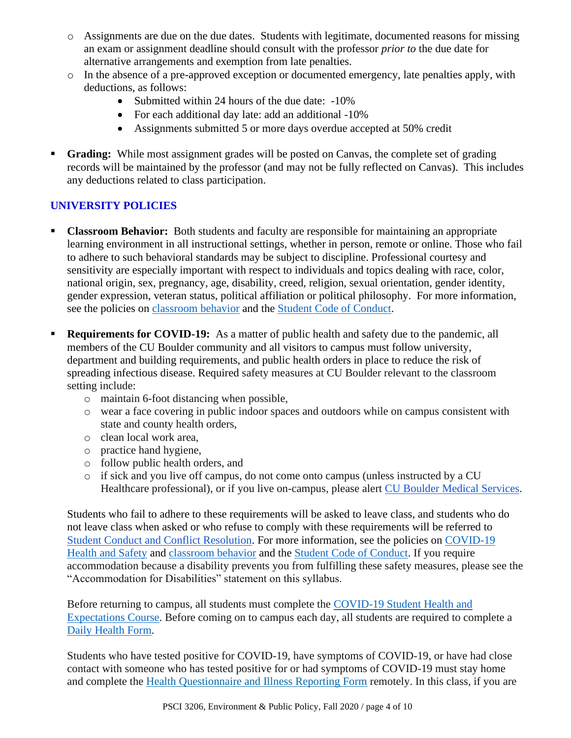- Assignments are due on the due dates. Students with legitimate, documented reasons for missing an exam or assignment deadline should consult with the professor *prior to* the due date for alternative arrangements and exemption from late penalties.
- In the absence of a pre-approved exception or documented emergency, late penalties apply, with deductions, as follows:
    - Submitted within 24 hours of the due date: -10%
    - For each additional day late: add an additional -10%
    - Assignments submitted 5 or more days overdue accepted at 50% credit

- **Grading:** While most assignment grades will be posted on Canvas, the complete set of grading records will be maintained by the professor (and may not be fully reflected on Canvas). This includes any deductions related to class participation.

## UNIVERSITY POLICIES

- **Classroom Behavior:** Both students and faculty are responsible for maintaining an appropriate learning environment in all instructional settings, whether in person, remote or online. Those who fail to adhere to such behavioral standards may be subject to discipline. Professional courtesy and sensitivity are especially important with respect to individuals and topics dealing with race, color, national origin, sex, pregnancy, age, disability, creed, religion, sexual orientation, gender identity, gender expression, veteran status, political affiliation or political philosophy. For more information, see the policies on classroom behavior and the Student Code of Conduct.

- **Requirements for COVID-19:** As a matter of public health and safety due to the pandemic, all members of the CU Boulder community and all visitors to campus must follow university, department and building requirements, and public health orders in place to reduce the risk of spreading infectious disease. Required safety measures at CU Boulder relevant to the classroom setting include:
    - maintain 6-foot distancing when possible,
    - wear a face covering in public indoor spaces and outdoors while on campus consistent with state and county health orders,
    - clean local work area,
    - practice hand hygiene,
    - follow public health orders, and
    - if sick and you live off campus, do not come onto campus (unless instructed by a CU Healthcare professional), or if you live on-campus, please alert CU Boulder Medical Services.

  Students who fail to adhere to these requirements will be asked to leave class, and students who do not leave class when asked or who refuse to comply with these requirements will be referred to Student Conduct and Conflict Resolution. For more information, see the policies on COVID-19 Health and Safety and classroom behavior and the Student Code of Conduct. If you require accommodation because a disability prevents you from fulfilling these safety measures, please see the "Accommodation for Disabilities" statement on this syllabus.

  Before returning to campus, all students must complete the COVID-19 Student Health and Expectations Course. Before coming on to campus each day, all students are required to complete a Daily Health Form.

  Students who have tested positive for COVID-19, have symptoms of COVID-19, or have had close contact with someone who has tested positive for or had symptoms of COVID-19 must stay home and complete the Health Questionnaire and Illness Reporting Form remotely. In this class, if you are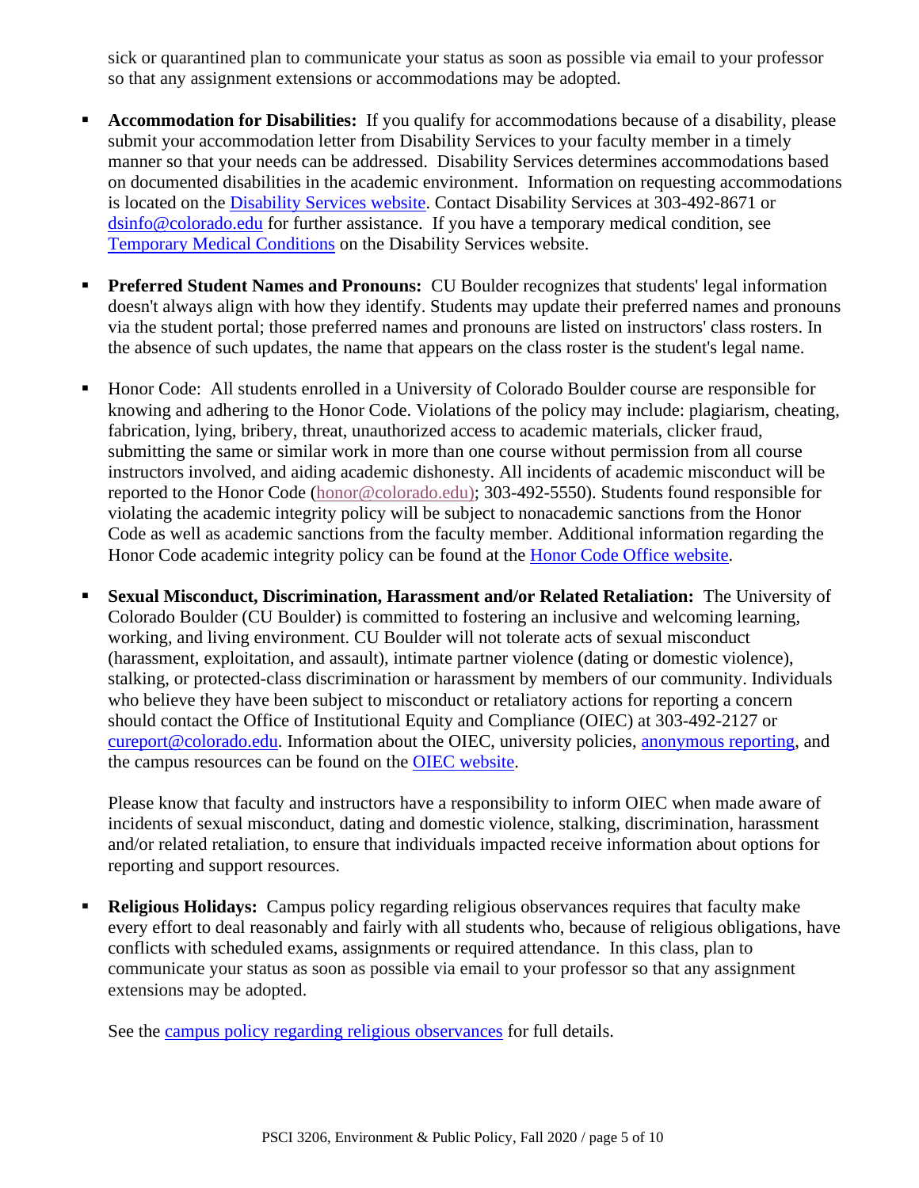sick or quarantined plan to communicate your status as soon as possible via email to your professor so that any assignment extensions or accommodations may be adopted.

- **Accommodation for Disabilities:** If you qualify for accommodations because of a disability, please submit your accommodation letter from Disability Services to your faculty member in a timely manner so that your needs can be addressed. Disability Services determines accommodations based on documented disabilities in the academic environment. Information on requesting accommodations is located on the Disability Services website. Contact Disability Services at 303-492-8671 or dsinfo@colorado.edu for further assistance. If you have a temporary medical condition, see Temporary Medical Conditions on the Disability Services website.

- **Preferred Student Names and Pronouns:** CU Boulder recognizes that students' legal information doesn't always align with how they identify. Students may update their preferred names and pronouns via the student portal; those preferred names and pronouns are listed on instructors' class rosters. In the absence of such updates, the name that appears on the class roster is the student's legal name.

- Honor Code: All students enrolled in a University of Colorado Boulder course are responsible for knowing and adhering to the Honor Code. Violations of the policy may include: plagiarism, cheating, fabrication, lying, bribery, threat, unauthorized access to academic materials, clicker fraud, submitting the same or similar work in more than one course without permission from all course instructors involved, and aiding academic dishonesty. All incidents of academic misconduct will be reported to the Honor Code (honor@colorado.edu); 303-492-5550). Students found responsible for violating the academic integrity policy will be subject to nonacademic sanctions from the Honor Code as well as academic sanctions from the faculty member. Additional information regarding the Honor Code academic integrity policy can be found at the Honor Code Office website.

- **Sexual Misconduct, Discrimination, Harassment and/or Related Retaliation:** The University of Colorado Boulder (CU Boulder) is committed to fostering an inclusive and welcoming learning, working, and living environment. CU Boulder will not tolerate acts of sexual misconduct (harassment, exploitation, and assault), intimate partner violence (dating or domestic violence), stalking, or protected-class discrimination or harassment by members of our community. Individuals who believe they have been subject to misconduct or retaliatory actions for reporting a concern should contact the Office of Institutional Equity and Compliance (OIEC) at 303-492-2127 or cureport@colorado.edu. Information about the OIEC, university policies, anonymous reporting, and the campus resources can be found on the OIEC website.

  Please know that faculty and instructors have a responsibility to inform OIEC when made aware of incidents of sexual misconduct, dating and domestic violence, stalking, discrimination, harassment and/or related retaliation, to ensure that individuals impacted receive information about options for reporting and support resources.

- **Religious Holidays:** Campus policy regarding religious observances requires that faculty make every effort to deal reasonably and fairly with all students who, because of religious obligations, have conflicts with scheduled exams, assignments or required attendance. In this class, plan to communicate your status as soon as possible via email to your professor so that any assignment extensions may be adopted.

  See the campus policy regarding religious observances for full details.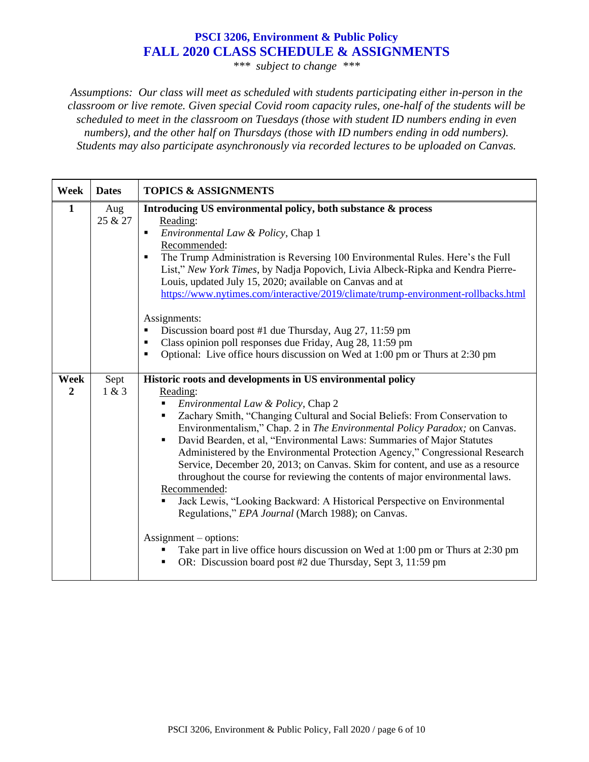# PSCI 3206, Environment & Public Policy
## FALL 2020 CLASS SCHEDULE & ASSIGNMENTS

*\*\*\* subject to change \*\*\**

*Assumptions: Our class will meet as scheduled with students participating either in-person in the classroom or live remote. Given special Covid room capacity rules, one-half of the students will be scheduled to meet in the classroom on Tuesdays (those with student ID numbers ending in even numbers), and the other half on Thursdays (those with ID numbers ending in odd numbers). Students may also participate asynchronously via recorded lectures to be uploaded on Canvas.*

| Week | Dates | TOPICS & ASSIGNMENTS |
|---|---|---|
| **1** | Aug 25 & 27 | **Introducing US environmental policy, both substance & process**<br>Reading:<br>▪ *Environmental Law & Policy*, Chap 1<br>Recommended:<br>▪ The Trump Administration is Reversing 100 Environmental Rules. Here's the Full List," *New York Times*, by Nadja Popovich, Livia Albeck-Ripka and Kendra Pierre-Louis, updated July 15, 2020; available on Canvas and at https://www.nytimes.com/interactive/2019/climate/trump-environment-rollbacks.html<br><br>Assignments:<br>▪ Discussion board post #1 due Thursday, Aug 27, 11:59 pm<br>▪ Class opinion poll responses due Friday, Aug 28, 11:59 pm<br>▪ Optional: Live office hours discussion on Wed at 1:00 pm or Thurs at 2:30 pm |
| **Week 2** | Sept 1 & 3 | **Historic roots and developments in US environmental policy**<br>Reading:<br>▪ *Environmental Law & Policy*, Chap 2<br>▪ Zachary Smith, "Changing Cultural and Social Beliefs: From Conservation to Environmentalism," Chap. 2 in *The Environmental Policy Paradox;* on Canvas.<br>▪ David Bearden, et al, "Environmental Laws: Summaries of Major Statutes Administered by the Environmental Protection Agency," Congressional Research Service, December 20, 2013; on Canvas. Skim for content, and use as a resource throughout the course for reviewing the contents of major environmental laws.<br>Recommended:<br>▪ Jack Lewis, "Looking Backward: A Historical Perspective on Environmental Regulations," *EPA Journal* (March 1988); on Canvas.<br><br>Assignment – options:<br>▪ Take part in live office hours discussion on Wed at 1:00 pm or Thurs at 2:30 pm<br>▪ OR: Discussion board post #2 due Thursday, Sept 3, 11:59 pm |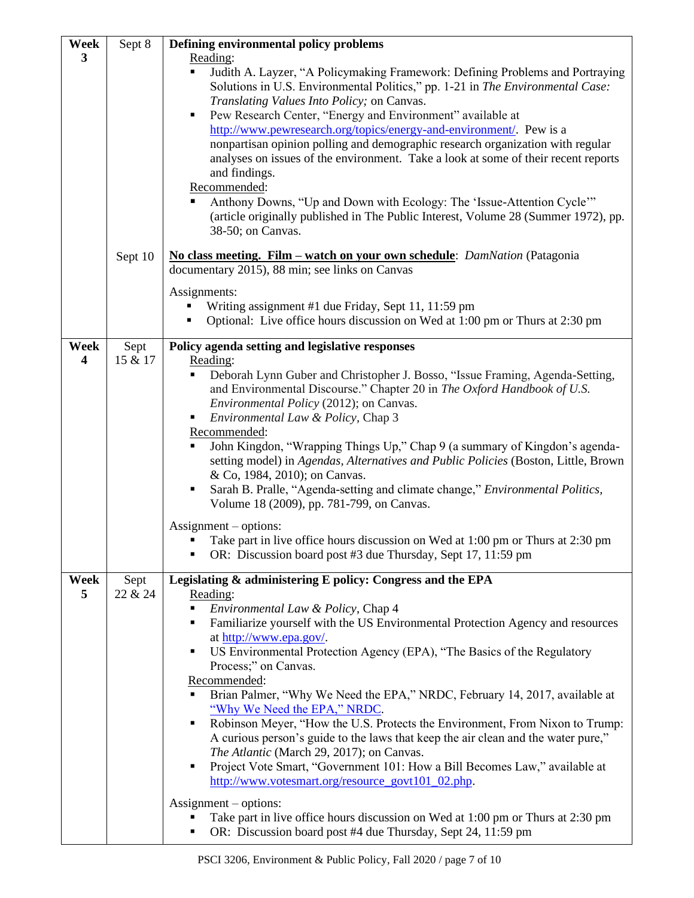| Week | Date | Topic |
|---|---|---|
| **Week 3** | Sept 8 | **Defining environmental policy problems**<br>Reading:<br>▪ Judith A. Layzer, "A Policymaking Framework: Defining Problems and Portraying Solutions in U.S. Environmental Politics," pp. 1-21 in *The Environmental Case: Translating Values Into Policy;* on Canvas.<br>▪ Pew Research Center, "Energy and Environment" available at http://www.pewresearch.org/topics/energy-and-environment/. Pew is a nonpartisan opinion polling and demographic research organization with regular analyses on issues of the environment. Take a look at some of their recent reports and findings.<br>Recommended:<br>▪ Anthony Downs, "Up and Down with Ecology: The 'Issue-Attention Cycle'" (article originally published in The Public Interest, Volume 28 (Summer 1972), pp. 38-50; on Canvas. |
| | Sept 10 | **No class meeting. Film – watch on your own schedule**: *DamNation* (Patagonia documentary 2015), 88 min; see links on Canvas<br><br>Assignments:<br>▪ Writing assignment #1 due Friday, Sept 11, 11:59 pm<br>▪ Optional: Live office hours discussion on Wed at 1:00 pm or Thurs at 2:30 pm |
| **Week 4** | Sept 15 & 17 | **Policy agenda setting and legislative responses**<br>Reading:<br>▪ Deborah Lynn Guber and Christopher J. Bosso, "Issue Framing, Agenda-Setting, and Environmental Discourse." Chapter 20 in *The Oxford Handbook of U.S. Environmental Policy* (2012); on Canvas.<br>▪ *Environmental Law & Policy*, Chap 3<br>Recommended:<br>▪ John Kingdon, "Wrapping Things Up," Chap 9 (a summary of Kingdon's agenda-setting model) in *Agendas, Alternatives and Public Policies* (Boston, Little, Brown & Co, 1984, 2010); on Canvas.<br>▪ Sarah B. Pralle, "Agenda-setting and climate change," *Environmental Politics,* Volume 18 (2009), pp. 781-799, on Canvas.<br><br>Assignment – options:<br>▪ Take part in live office hours discussion on Wed at 1:00 pm or Thurs at 2:30 pm<br>▪ OR: Discussion board post #3 due Thursday, Sept 17, 11:59 pm |
| **Week 5** | Sept 22 & 24 | **Legislating & administering E policy: Congress and the EPA**<br>Reading:<br>▪ *Environmental Law & Policy*, Chap 4<br>▪ Familiarize yourself with the US Environmental Protection Agency and resources at http://www.epa.gov/.<br>▪ US Environmental Protection Agency (EPA), "The Basics of the Regulatory Process;" on Canvas.<br>Recommended:<br>▪ Brian Palmer, "Why We Need the EPA," NRDC, February 14, 2017, available at "Why We Need the EPA," NRDC.<br>▪ Robinson Meyer, "How the U.S. Protects the Environment, From Nixon to Trump: A curious person's guide to the laws that keep the air clean and the water pure," *The Atlantic* (March 29, 2017); on Canvas.<br>▪ Project Vote Smart, "Government 101: How a Bill Becomes Law," available at http://www.votesmart.org/resource_govt101_02.php.<br><br>Assignment – options:<br>▪ Take part in live office hours discussion on Wed at 1:00 pm or Thurs at 2:30 pm<br>▪ OR: Discussion board post #4 due Thursday, Sept 24, 11:59 pm |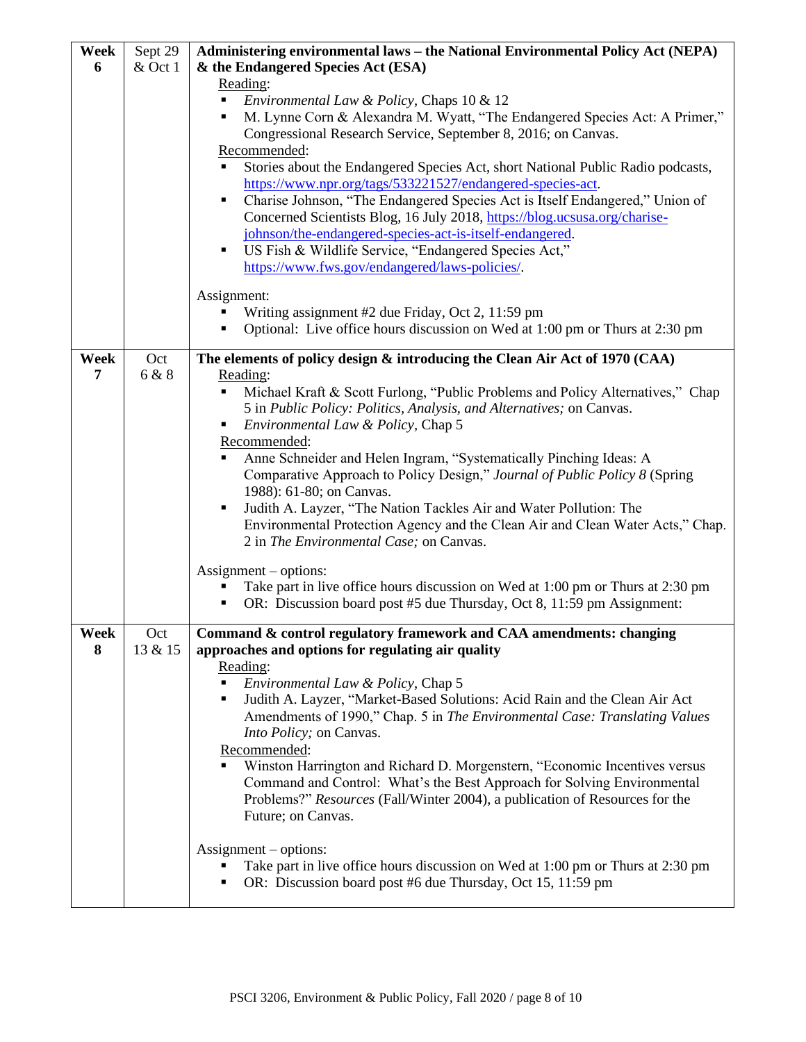| Week | Dates | Topic |
|---|---|---|
| **Week 6** | Sept 29 & Oct 1 | **Administering environmental laws – the National Environmental Policy Act (NEPA) & the Endangered Species Act (ESA)**<br>Reading:<br>▪ *Environmental Law & Policy*, Chaps 10 & 12<br>▪ M. Lynne Corn & Alexandra M. Wyatt, "The Endangered Species Act: A Primer," Congressional Research Service, September 8, 2016; on Canvas.<br>Recommended:<br>▪ Stories about the Endangered Species Act, short National Public Radio podcasts, https://www.npr.org/tags/533221527/endangered-species-act.<br>▪ Charise Johnson, "The Endangered Species Act is Itself Endangered," Union of Concerned Scientists Blog, 16 July 2018, https://blog.ucsusa.org/charise-johnson/the-endangered-species-act-is-itself-endangered.<br>▪ US Fish & Wildlife Service, "Endangered Species Act," https://www.fws.gov/endangered/laws-policies/.<br><br>Assignment:<br>▪ Writing assignment #2 due Friday, Oct 2, 11:59 pm<br>▪ Optional: Live office hours discussion on Wed at 1:00 pm or Thurs at 2:30 pm |
| **Week 7** | Oct 6 & 8 | **The elements of policy design & introducing the Clean Air Act of 1970 (CAA)**<br>Reading:<br>▪ Michael Kraft & Scott Furlong, "Public Problems and Policy Alternatives," Chap 5 in *Public Policy: Politics, Analysis, and Alternatives;* on Canvas.<br>▪ *Environmental Law & Policy*, Chap 5<br>Recommended:<br>▪ Anne Schneider and Helen Ingram, "Systematically Pinching Ideas: A Comparative Approach to Policy Design," *Journal of Public Policy 8* (Spring 1988): 61-80; on Canvas.<br>▪ Judith A. Layzer, "The Nation Tackles Air and Water Pollution: The Environmental Protection Agency and the Clean Air and Clean Water Acts," Chap. 2 in *The Environmental Case;* on Canvas.<br><br>Assignment – options:<br>▪ Take part in live office hours discussion on Wed at 1:00 pm or Thurs at 2:30 pm<br>▪ OR: Discussion board post #5 due Thursday, Oct 8, 11:59 pm Assignment: |
| **Week 8** | Oct 13 & 15 | **Command & control regulatory framework and CAA amendments: changing approaches and options for regulating air quality**<br>Reading:<br>▪ *Environmental Law & Policy*, Chap 5<br>▪ Judith A. Layzer, "Market-Based Solutions: Acid Rain and the Clean Air Act Amendments of 1990," Chap. 5 in *The Environmental Case: Translating Values Into Policy;* on Canvas.<br>Recommended:<br>▪ Winston Harrington and Richard D. Morgenstern, "Economic Incentives versus Command and Control: What's the Best Approach for Solving Environmental Problems?" *Resources* (Fall/Winter 2004), a publication of Resources for the Future; on Canvas.<br><br>Assignment – options:<br>▪ Take part in live office hours discussion on Wed at 1:00 pm or Thurs at 2:30 pm<br>▪ OR: Discussion board post #6 due Thursday, Oct 15, 11:59 pm |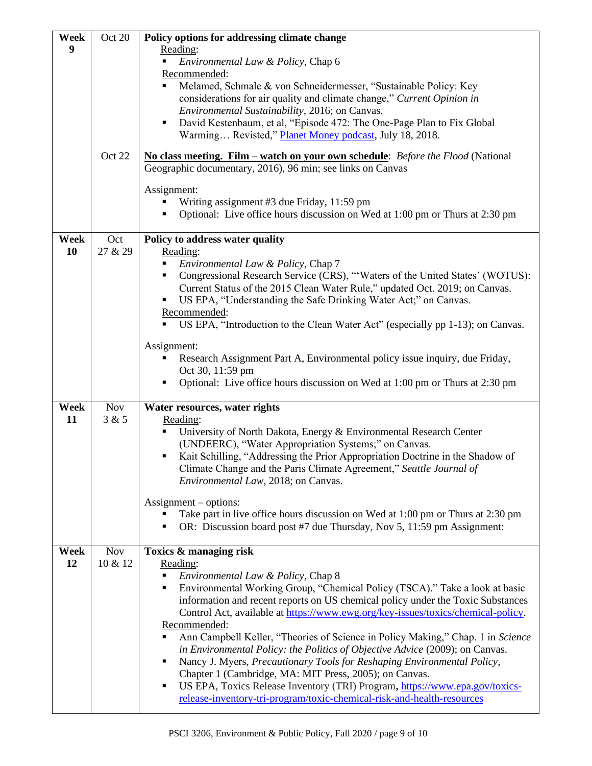| Week | Date | Topic |
|---|---|---|
| **Week 9** | Oct 20 | **Policy options for addressing climate change**<br>Reading:<br>▪ *Environmental Law & Policy*, Chap 6<br>Recommended:<br>▪ Melamed, Schmale & von Schneidermesser, "Sustainable Policy: Key considerations for air quality and climate change," *Current Opinion in Environmental Sustainability*, 2016; on Canvas.<br>▪ David Kestenbaum, et al, "Episode 472: The One-Page Plan to Fix Global Warming… Revisted," Planet Money podcast, July 18, 2018. |
| | Oct 22 | **No class meeting. Film – watch on your own schedule**: *Before the Flood* (National Geographic documentary, 2016), 96 min; see links on Canvas<br><br>Assignment:<br>▪ Writing assignment #3 due Friday, 11:59 pm<br>▪ Optional: Live office hours discussion on Wed at 1:00 pm or Thurs at 2:30 pm |
| **Week 10** | Oct 27 & 29 | **Policy to address water quality**<br>Reading:<br>▪ *Environmental Law & Policy*, Chap 7<br>▪ Congressional Research Service (CRS), "'Waters of the United States' (WOTUS): Current Status of the 2015 Clean Water Rule," updated Oct. 2019; on Canvas.<br>▪ US EPA, "Understanding the Safe Drinking Water Act;" on Canvas.<br>Recommended:<br>▪ US EPA, "Introduction to the Clean Water Act" (especially pp 1-13); on Canvas.<br><br>Assignment:<br>▪ Research Assignment Part A, Environmental policy issue inquiry, due Friday, Oct 30, 11:59 pm<br>▪ Optional: Live office hours discussion on Wed at 1:00 pm or Thurs at 2:30 pm |
| **Week 11** | Nov 3 & 5 | **Water resources, water rights**<br>Reading:<br>▪ University of North Dakota, Energy & Environmental Research Center (UNDEERC), "Water Appropriation Systems;" on Canvas.<br>▪ Kait Schilling, "Addressing the Prior Appropriation Doctrine in the Shadow of Climate Change and the Paris Climate Agreement," *Seattle Journal of Environmental Law*, 2018; on Canvas.<br><br>Assignment – options:<br>▪ Take part in live office hours discussion on Wed at 1:00 pm or Thurs at 2:30 pm<br>▪ OR: Discussion board post #7 due Thursday, Nov 5, 11:59 pm Assignment: |
| **Week 12** | Nov 10 & 12 | **Toxics & managing risk**<br>Reading:<br>▪ *Environmental Law & Policy*, Chap 8<br>▪ Environmental Working Group, "Chemical Policy (TSCA)." Take a look at basic information and recent reports on US chemical policy under the Toxic Substances Control Act, available at https://www.ewg.org/key-issues/toxics/chemical-policy.<br>Recommended:<br>▪ Ann Campbell Keller, "Theories of Science in Policy Making," Chap. 1 in *Science in Environmental Policy: the Politics of Objective Advice* (2009); on Canvas.<br>▪ Nancy J. Myers, *Precautionary Tools for Reshaping Environmental Policy*, Chapter 1 (Cambridge, MA: MIT Press, 2005); on Canvas.<br>▪ US EPA, Toxics Release Inventory (TRI) Program**,** https://www.epa.gov/toxics-release-inventory-tri-program/toxic-chemical-risk-and-health-resources |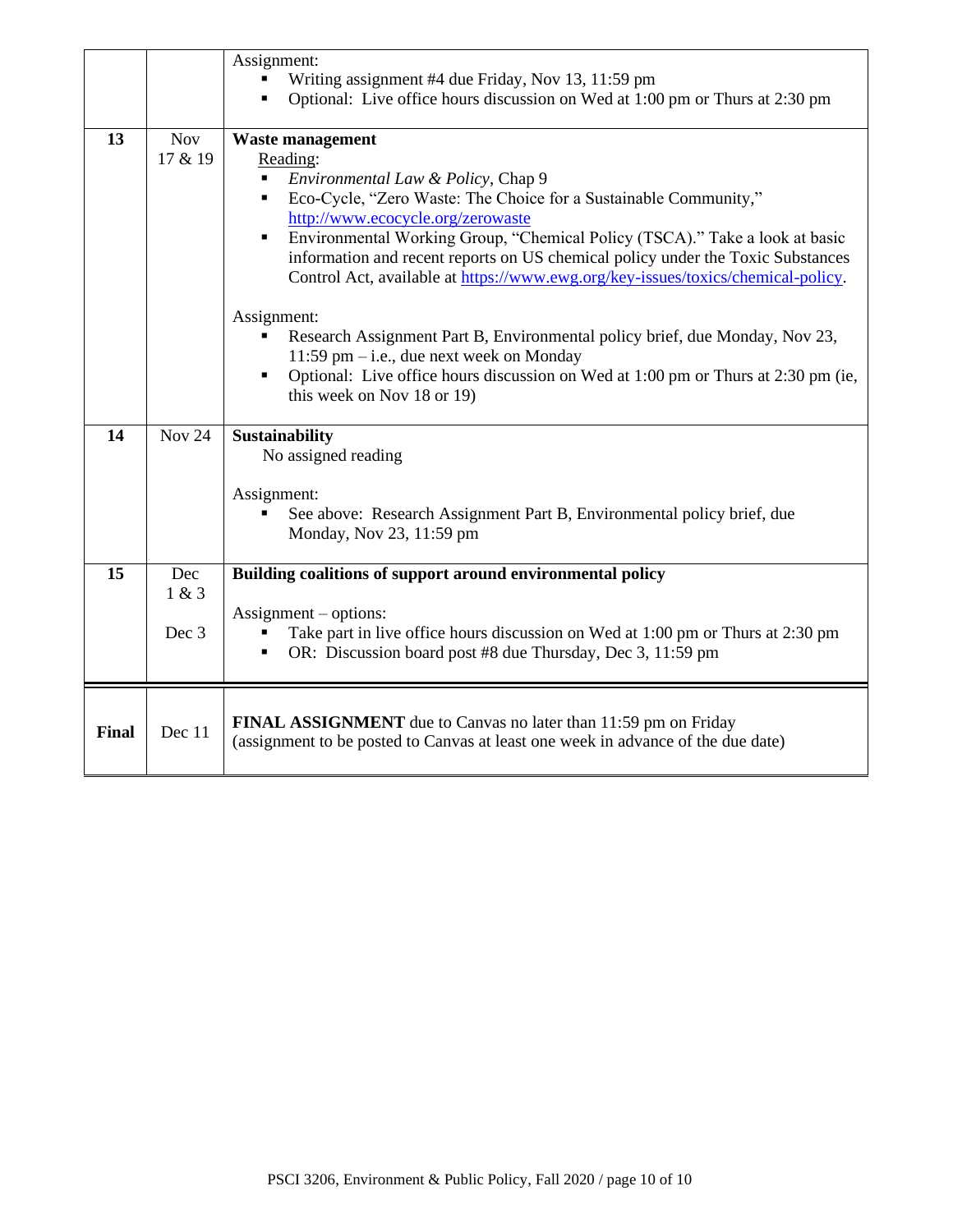| | | |
|---|---|---|
| | | Assignment:<br>▪ Writing assignment #4 due Friday, Nov 13, 11:59 pm<br>▪ Optional: Live office hours discussion on Wed at 1:00 pm or Thurs at 2:30 pm |
| **13** | Nov 17 & 19 | **Waste management**<br>Reading:<br>▪ *Environmental Law & Policy*, Chap 9<br>▪ Eco-Cycle, "Zero Waste: The Choice for a Sustainable Community," http://www.ecocycle.org/zerowaste<br>▪ Environmental Working Group, "Chemical Policy (TSCA)." Take a look at basic information and recent reports on US chemical policy under the Toxic Substances Control Act, available at https://www.ewg.org/key-issues/toxics/chemical-policy.<br><br>Assignment:<br>▪ Research Assignment Part B, Environmental policy brief, due Monday, Nov 23, 11:59 pm – i.e., due next week on Monday<br>▪ Optional: Live office hours discussion on Wed at 1:00 pm or Thurs at 2:30 pm (ie, this week on Nov 18 or 19) |
| **14** | Nov 24 | **Sustainability**<br>No assigned reading<br><br>Assignment:<br>▪ See above: Research Assignment Part B, Environmental policy brief, due Monday, Nov 23, 11:59 pm |
| **15** | Dec 1 & 3<br><br>Dec 3 | **Building coalitions of support around environmental policy**<br><br>Assignment – options:<br>▪ Take part in live office hours discussion on Wed at 1:00 pm or Thurs at 2:30 pm<br>▪ OR: Discussion board post #8 due Thursday, Dec 3, 11:59 pm |
| **Final** | Dec 11 | **FINAL ASSIGNMENT** due to Canvas no later than 11:59 pm on Friday (assignment to be posted to Canvas at least one week in advance of the due date) |